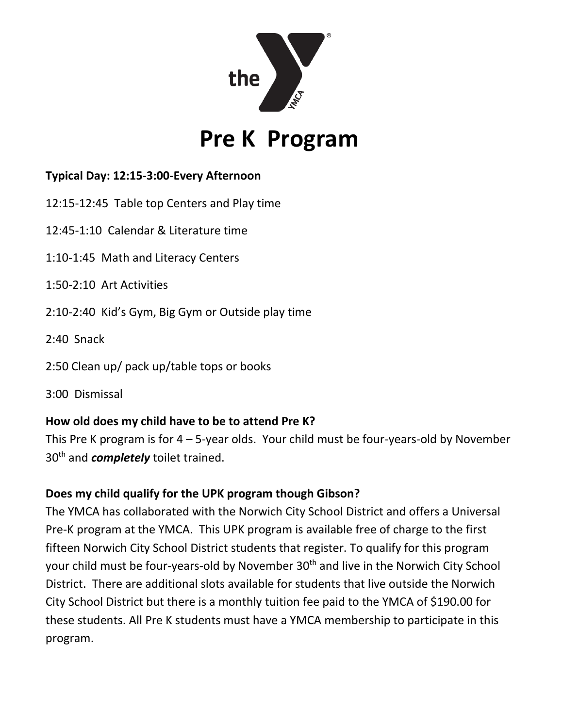# Pre K Program

**Typical Day: 12:15-3:00-Every Afternoon**

12:15-12:45 Table top Centers and Play time

12:45-1:10 Calendar & Literature time

1:10-1:45 Math and Literacy Centers

1:50-2:10 Art Activities

2:10-2:40 Kid's Gym, Big Gym or Outside play time

2:40 Snack

2:50 Clean up/ pack up/table tops or books

3:00 Dismissal

**How old does my child have to be to attend Pre K?**

This Pre K program is for 4 – 5-year olds. Your child must be four-years-old by November 30th and ***completely*** toilet trained.

**Does my child qualify for the UPK program though Gibson?**

The YMCA has collaborated with the Norwich City School District and offers a Universal Pre-K program at the YMCA. This UPK program is available free of charge to the first fifteen Norwich City School District students that register. To qualify for this program your child must be four-years-old by November 30th and live in the Norwich City School District. There are additional slots available for students that live outside the Norwich City School District but there is a monthly tuition fee paid to the YMCA of $190.00 for these students. All Pre K students must have a YMCA membership to participate in this program.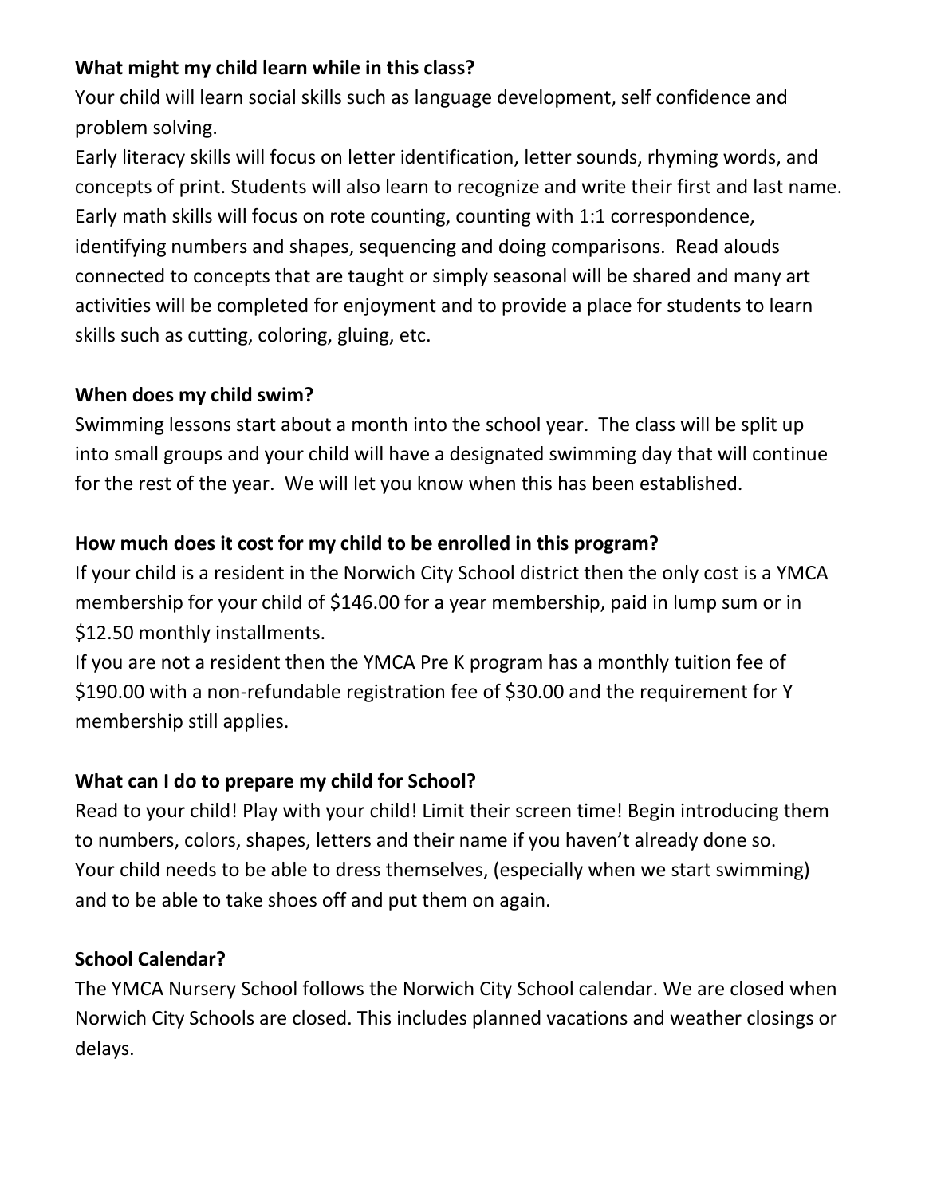**What might my child learn while in this class?**

Your child will learn social skills such as language development, self confidence and problem solving.

Early literacy skills will focus on letter identification, letter sounds, rhyming words, and concepts of print. Students will also learn to recognize and write their first and last name. Early math skills will focus on rote counting, counting with 1:1 correspondence, identifying numbers and shapes, sequencing and doing comparisons. Read alouds connected to concepts that are taught or simply seasonal will be shared and many art activities will be completed for enjoyment and to provide a place for students to learn skills such as cutting, coloring, gluing, etc.

**When does my child swim?**

Swimming lessons start about a month into the school year. The class will be split up into small groups and your child will have a designated swimming day that will continue for the rest of the year. We will let you know when this has been established.

**How much does it cost for my child to be enrolled in this program?**

If your child is a resident in the Norwich City School district then the only cost is a YMCA membership for your child of $146.00 for a year membership, paid in lump sum or in $12.50 monthly installments.

If you are not a resident then the YMCA Pre K program has a monthly tuition fee of $190.00 with a non-refundable registration fee of $30.00 and the requirement for Y membership still applies.

**What can I do to prepare my child for School?**

Read to your child! Play with your child! Limit their screen time! Begin introducing them to numbers, colors, shapes, letters and their name if you haven't already done so. Your child needs to be able to dress themselves, (especially when we start swimming) and to be able to take shoes off and put them on again.

**School Calendar?**

The YMCA Nursery School follows the Norwich City School calendar. We are closed when Norwich City Schools are closed. This includes planned vacations and weather closings or delays.